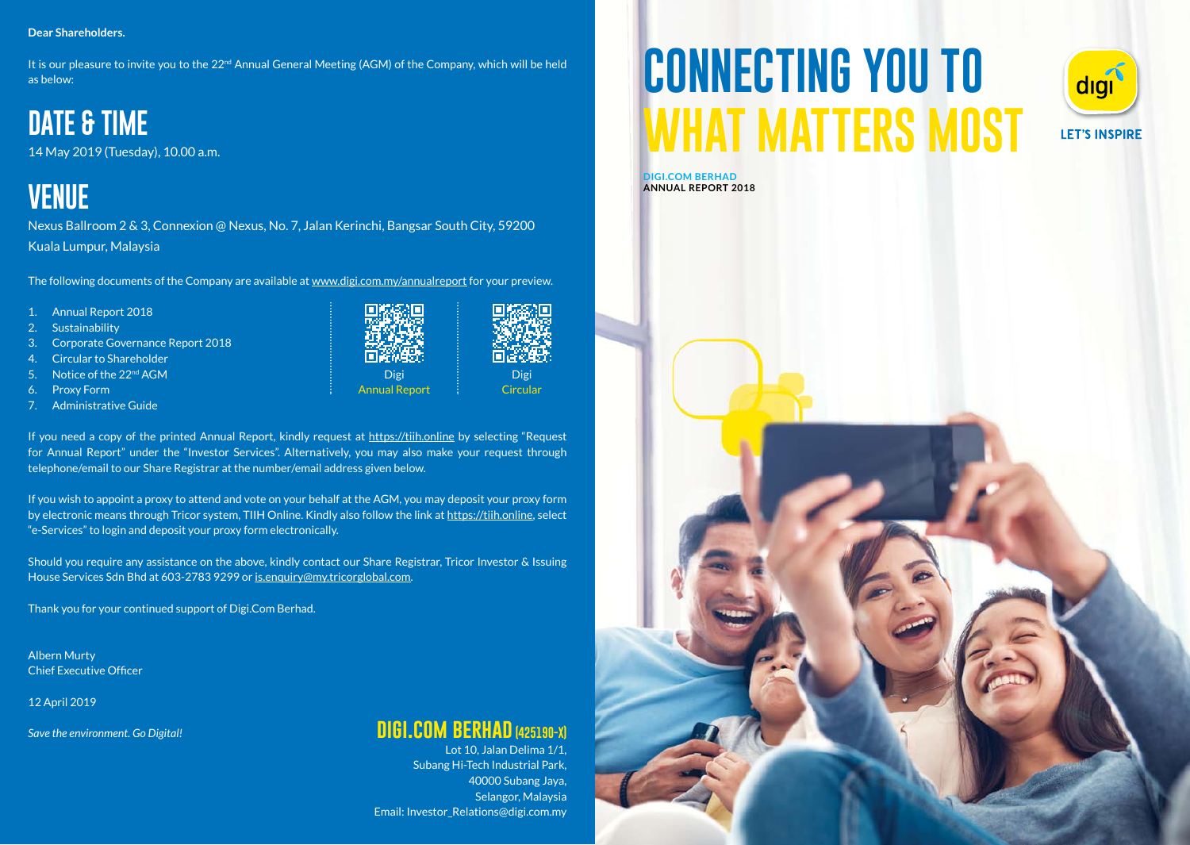**Dear Shareholders.**

It is our pleasure to invite you to the 22nd Annual General Meeting (AGM) of the Company, which will be held as below:

## DATE & TIME

14 May 2019 (Tuesday), 10.00 a.m.

## VENUE

Nexus Ballroom 2 & 3, Connexion @ Nexus, No. 7, Jalan Kerinchi, Bangsar South City, 59200 Kuala Lumpur, Malaysia

The following documents of the Company are available at www.digi.com.my/annualreport for your preview.

1. Annual Report 2018
2. Sustainability
3. Corporate Governance Report 2018
4. Circular to Shareholder
5. Notice of the 22nd AGM
6. Proxy Form
7. Administrative Guide

Digi Annual Report

Digi Circular

If you need a copy of the printed Annual Report, kindly request at https://tiih.online by selecting "Request for Annual Report" under the "Investor Services". Alternatively, you may also make your request through telephone/email to our Share Registrar at the number/email address given below.

If you wish to appoint a proxy to attend and vote on your behalf at the AGM, you may deposit your proxy form by electronic means through Tricor system, TIIH Online. Kindly also follow the link at https://tiih.online, select "e-Services" to login and deposit your proxy form electronically.

Should you require any assistance on the above, kindly contact our Share Registrar, Tricor Investor & Issuing House Services Sdn Bhd at 603-2783 9299 or is.enquiry@my.tricorglobal.com.

Thank you for your continued support of Digi.Com Berhad.

Albern Murty
Chief Executive Officer

12 April 2019

*Save the environment. Go Digital!*

**DIGI.COM BERHAD (425190-X)**
Lot 10, Jalan Delima 1/1,
Subang Hi-Tech Industrial Park,
40000 Subang Jaya,
Selangor, Malaysia
Email: Investor_Relations@digi.com.my

# CONNECTING YOU TO WHAT MATTERS MOST

digi
LET'S INSPIRE

**DIGI.COM BERHAD**
**ANNUAL REPORT 2018**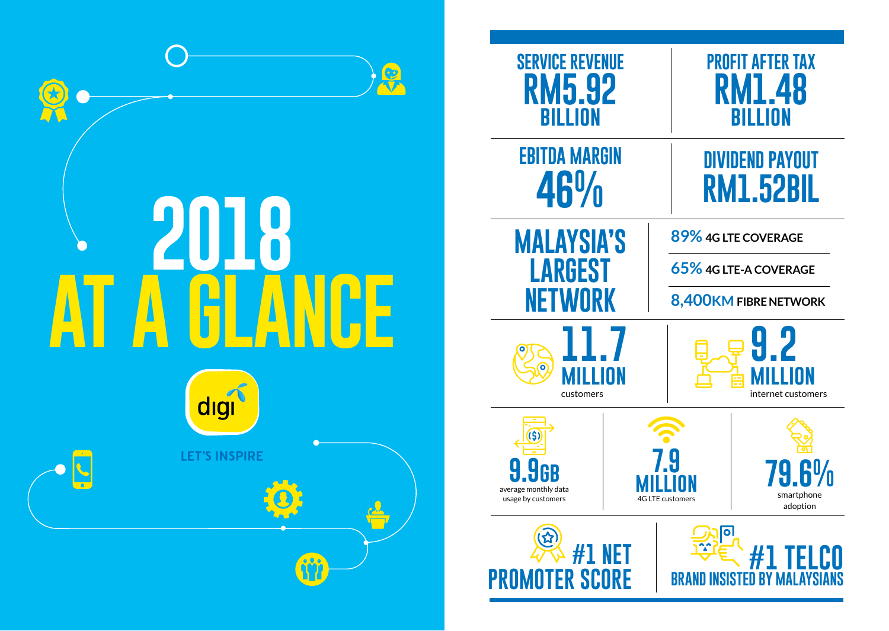# 2018 AT A GLANCE

digi

LET'S INSPIRE

**SERVICE REVENUE**
**RM5.92 BILLION**

**PROFIT AFTER TAX**
**RM1.48 BILLION**

**EBITDA MARGIN**
**46%**

**DIVIDEND PAYOUT**
**RM1.52BIL**

**MALAYSIA'S LARGEST NETWORK**

- **89%** 4G LTE COVERAGE
- **65%** 4G LTE-A COVERAGE
- **8,400KM** FIBRE NETWORK

**11.7 MILLION**
customers

**9.2 MILLION**
internet customers

**9.9GB**
average monthly data usage by customers

**7.9 MILLION**
4G LTE customers

**79.6%**
smartphone adoption

**#1 NET PROMOTER SCORE**

**#1 TELCO BRAND INSISTED BY MALAYSIANS**